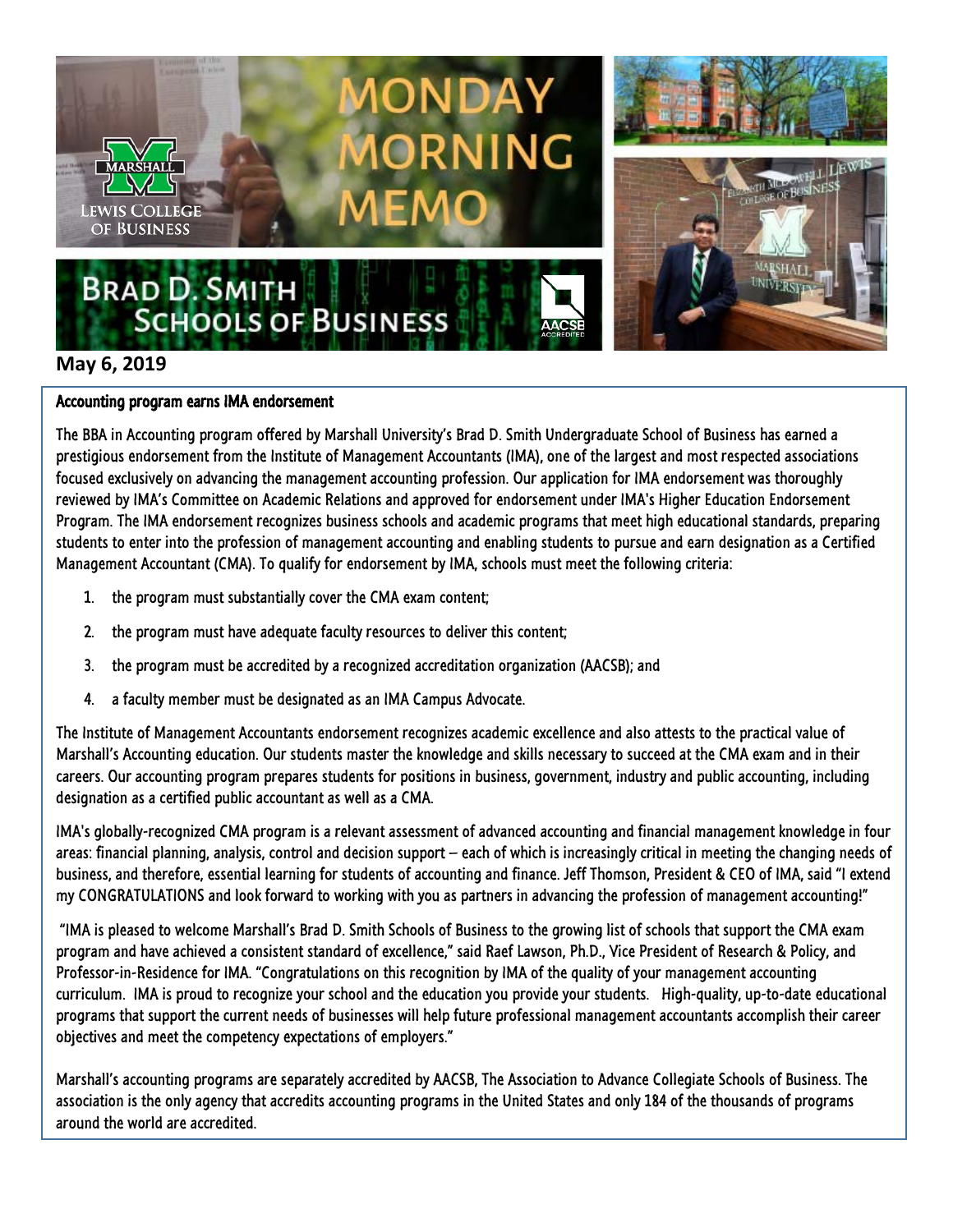# MONDAY MORNING MEMO

Marshall Lewis College of Business

Brad D. Smith Schools of Business

May 6, 2019

## Accounting program earns IMA endorsement

The BBA in Accounting program offered by Marshall University's Brad D. Smith Undergraduate School of Business has earned a prestigious endorsement from the Institute of Management Accountants (IMA), one of the largest and most respected associations focused exclusively on advancing the management accounting profession. Our application for IMA endorsement was thoroughly reviewed by IMA's Committee on Academic Relations and approved for endorsement under IMA's Higher Education Endorsement Program. The IMA endorsement recognizes business schools and academic programs that meet high educational standards, preparing students to enter into the profession of management accounting and enabling students to pursue and earn designation as a Certified Management Accountant (CMA). To qualify for endorsement by IMA, schools must meet the following criteria:

1. the program must substantially cover the CMA exam content;
2. the program must have adequate faculty resources to deliver this content;
3. the program must be accredited by a recognized accreditation organization (AACSB); and
4. a faculty member must be designated as an IMA Campus Advocate.

The Institute of Management Accountants endorsement recognizes academic excellence and also attests to the practical value of Marshall's Accounting education. Our students master the knowledge and skills necessary to succeed at the CMA exam and in their careers. Our accounting program prepares students for positions in business, government, industry and public accounting, including designation as a certified public accountant as well as a CMA.

IMA's globally-recognized CMA program is a relevant assessment of advanced accounting and financial management knowledge in four areas: financial planning, analysis, control and decision support – each of which is increasingly critical in meeting the changing needs of business, and therefore, essential learning for students of accounting and finance. Jeff Thomson, President & CEO of IMA, said "I extend my CONGRATULATIONS and look forward to working with you as partners in advancing the profession of management accounting!"

"IMA is pleased to welcome Marshall's Brad D. Smith Schools of Business to the growing list of schools that support the CMA exam program and have achieved a consistent standard of excellence," said Raef Lawson, Ph.D., Vice President of Research & Policy, and Professor-in-Residence for IMA. "Congratulations on this recognition by IMA of the quality of your management accounting curriculum. IMA is proud to recognize your school and the education you provide your students. High-quality, up-to-date educational programs that support the current needs of businesses will help future professional management accountants accomplish their career objectives and meet the competency expectations of employers."

Marshall's accounting programs are separately accredited by AACSB, The Association to Advance Collegiate Schools of Business. The association is the only agency that accredits accounting programs in the United States and only 184 of the thousands of programs around the world are accredited.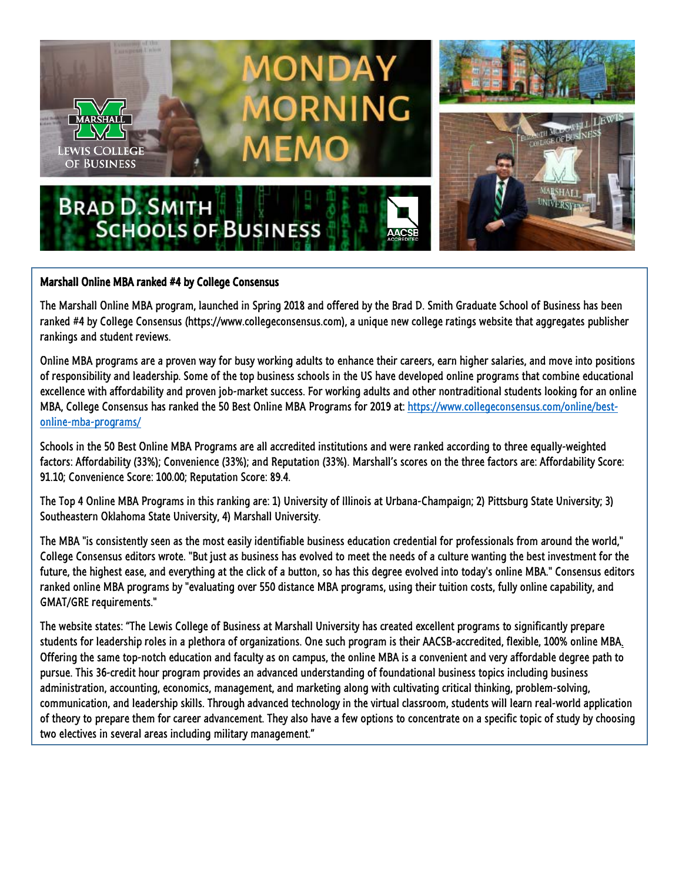## Marshall Online MBA ranked #4 by College Consensus

The Marshall Online MBA program, launched in Spring 2018 and offered by the Brad D. Smith Graduate School of Business has been ranked #4 by College Consensus (https://www.collegeconsensus.com), a unique new college ratings website that aggregates publisher rankings and student reviews.

Online MBA programs are a proven way for busy working adults to enhance their careers, earn higher salaries, and move into positions of responsibility and leadership. Some of the top business schools in the US have developed online programs that combine educational excellence with affordability and proven job-market success. For working adults and other nontraditional students looking for an online MBA, College Consensus has ranked the 50 Best Online MBA Programs for 2019 at: [https://www.collegeconsensus.com/online/best-online-mba-programs/](https://www.collegeconsensus.com/online/best-online-mba-programs/)

Schools in the 50 Best Online MBA Programs are all accredited institutions and were ranked according to three equally-weighted factors: Affordability (33%); Convenience (33%); and Reputation (33%). Marshall's scores on the three factors are: Affordability Score: 91.10; Convenience Score: 100.00; Reputation Score: 89.4.

The Top 4 Online MBA Programs in this ranking are: 1) University of Illinois at Urbana-Champaign; 2) Pittsburg State University; 3) Southeastern Oklahoma State University, 4) Marshall University.

The MBA "is consistently seen as the most easily identifiable business education credential for professionals from around the world," College Consensus editors wrote. "But just as business has evolved to meet the needs of a culture wanting the best investment for the future, the highest ease, and everything at the click of a button, so has this degree evolved into today's online MBA." Consensus editors ranked online MBA programs by "evaluating over 550 distance MBA programs, using their tuition costs, fully online capability, and GMAT/GRE requirements."

The website states: "The Lewis College of Business at Marshall University has created excellent programs to significantly prepare students for leadership roles in a plethora of organizations. One such program is their AACSB-accredited, flexible, 100% online MBA. Offering the same top-notch education and faculty as on campus, the online MBA is a convenient and very affordable degree path to pursue. This 36-credit hour program provides an advanced understanding of foundational business topics including business administration, accounting, economics, management, and marketing along with cultivating critical thinking, problem-solving, communication, and leadership skills. Through advanced technology in the virtual classroom, students will learn real-world application of theory to prepare them for career advancement. They also have a few options to concentrate on a specific topic of study by choosing two electives in several areas including military management."